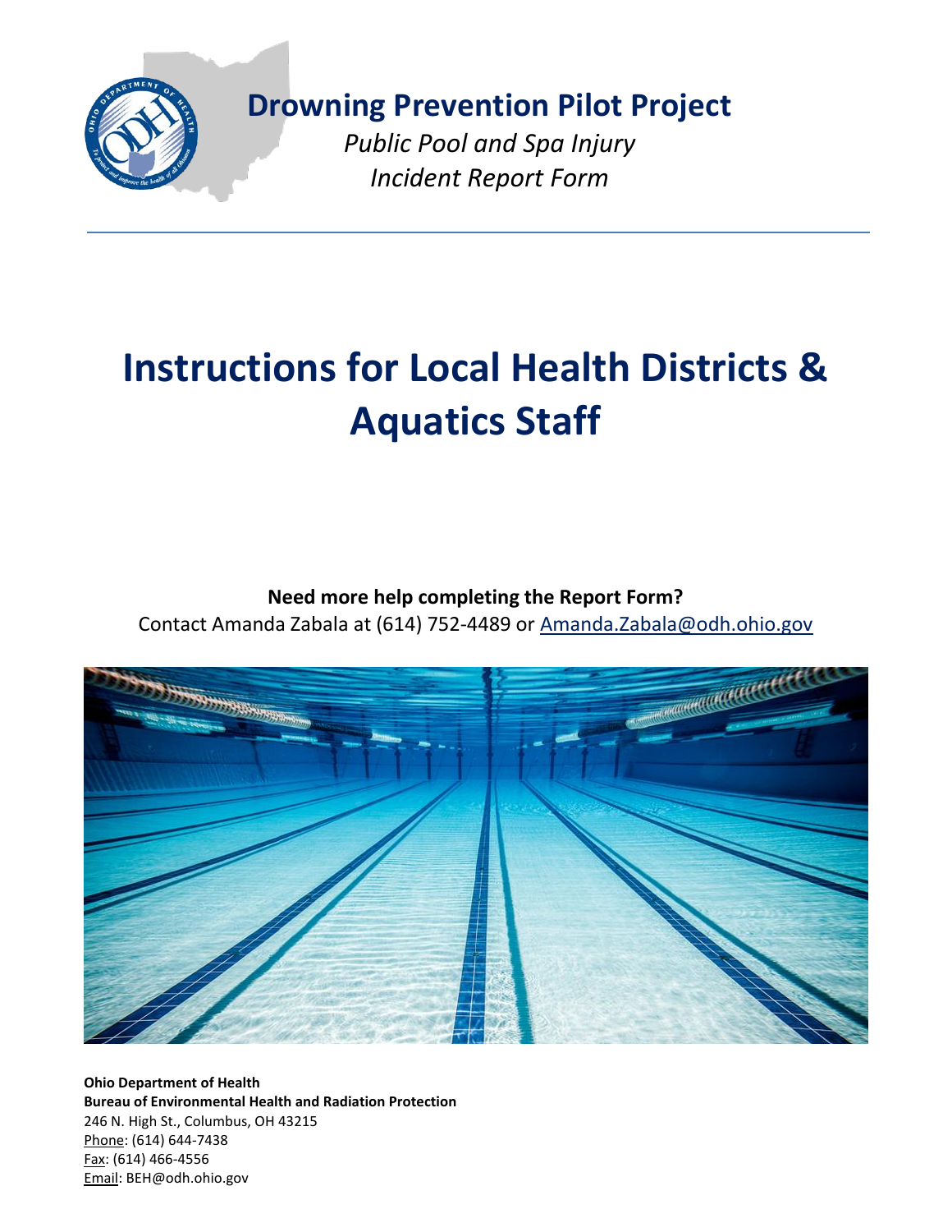# Drowning Prevention Pilot Project

*Public Pool and Spa Injury Incident Report Form*

# Instructions for Local Health Districts & Aquatics Staff

**Need more help completing the Report Form?**

Contact Amanda Zabala at (614) 752-4489 or Amanda.Zabala@odh.ohio.gov

**Ohio Department of Health**
**Bureau of Environmental Health and Radiation Protection**
246 N. High St., Columbus, OH 43215
Phone: (614) 644-7438
Fax: (614) 466-4556
Email: BEH@odh.ohio.gov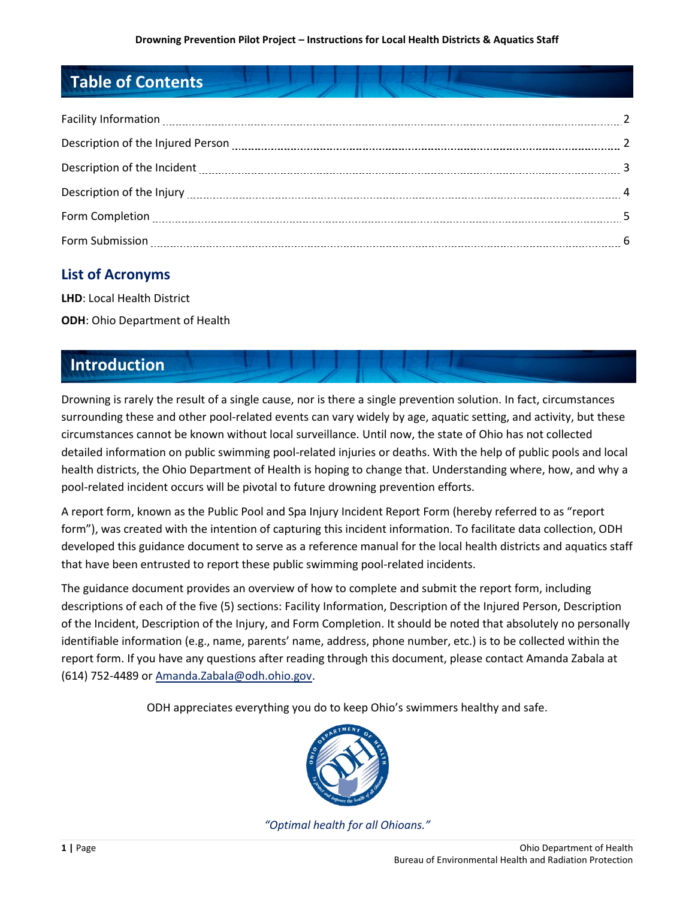## Table of Contents

Facility Information ........ 2

Description of the Injured Person ........ 2

Description of the Incident ........ 3

Description of the Injury ........ 4

Form Completion ........ 5

Form Submission ........ 6

### List of Acronyms

**LHD**: Local Health District

**ODH**: Ohio Department of Health

## Introduction

Drowning is rarely the result of a single cause, nor is there a single prevention solution. In fact, circumstances surrounding these and other pool-related events can vary widely by age, aquatic setting, and activity, but these circumstances cannot be known without local surveillance. Until now, the state of Ohio has not collected detailed information on public swimming pool-related injuries or deaths. With the help of public pools and local health districts, the Ohio Department of Health is hoping to change that. Understanding where, how, and why a pool-related incident occurs will be pivotal to future drowning prevention efforts.

A report form, known as the Public Pool and Spa Injury Incident Report Form (hereby referred to as "report form"), was created with the intention of capturing this incident information. To facilitate data collection, ODH developed this guidance document to serve as a reference manual for the local health districts and aquatics staff that have been entrusted to report these public swimming pool-related incidents.

The guidance document provides an overview of how to complete and submit the report form, including descriptions of each of the five (5) sections: Facility Information, Description of the Injured Person, Description of the Incident, Description of the Injury, and Form Completion. It should be noted that absolutely no personally identifiable information (e.g., name, parents' name, address, phone number, etc.) is to be collected within the report form. If you have any questions after reading through this document, please contact Amanda Zabala at (614) 752-4489 or Amanda.Zabala@odh.ohio.gov.

ODH appreciates everything you do to keep Ohio's swimmers healthy and safe.

*"Optimal health for all Ohioans."*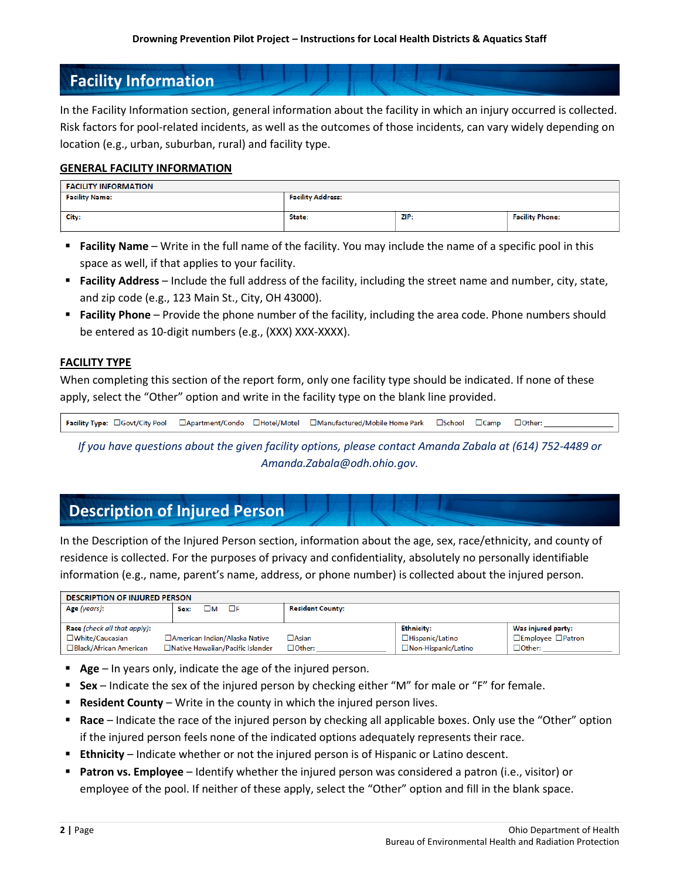## Facility Information

In the Facility Information section, general information about the facility in which an injury occurred is collected. Risk factors for pool-related incidents, as well as the outcomes of those incidents, can vary widely depending on location (e.g., urban, suburban, rural) and facility type.

### GENERAL FACILITY INFORMATION

| FACILITY INFORMATION | | | |
|---|---|---|---|
| Facility Name: | Facility Address: | | |
| City: | State: | ZIP: | Facility Phone: |

- **Facility Name** – Write in the full name of the facility. You may include the name of a specific pool in this space as well, if that applies to your facility.
- **Facility Address** – Include the full address of the facility, including the street name and number, city, state, and zip code (e.g., 123 Main St., City, OH 43000).
- **Facility Phone** – Provide the phone number of the facility, including the area code. Phone numbers should be entered as 10-digit numbers (e.g., (XXX) XXX-XXXX).

### FACILITY TYPE

When completing this section of the report form, only one facility type should be indicated. If none of these apply, select the "Other" option and write in the facility type on the blank line provided.

| Facility Type: | ☐Govt/City Pool | ☐Apartment/Condo | ☐Hotel/Motel | ☐Manufactured/Mobile Home Park | ☐School | ☐Camp | ☐Other: ________ |
|---|---|---|---|---|---|---|---|

*If you have questions about the given facility options, please contact Amanda Zabala at (614) 752-4489 or Amanda.Zabala@odh.ohio.gov.*

## Description of Injured Person

In the Description of the Injured Person section, information about the age, sex, race/ethnicity, and county of residence is collected. For the purposes of privacy and confidentiality, absolutely no personally identifiable information (e.g., name, parent's name, address, or phone number) is collected about the injured person.

| DESCRIPTION OF INJURED PERSON | | | | |
|---|---|---|---|---|
| Age *(years)*: | Sex: ☐M ☐F | Resident County: | | |
| Race *(check all that apply)*: ☐White/Caucasian ☐Black/African American | ☐American Indian/Alaska Native ☐Native Hawaiian/Pacific Islander | ☐Asian ☐Other: ________ | Ethnicity: ☐Hispanic/Latino ☐Non-Hispanic/Latino | Was injured party: ☐Employee ☐Patron ☐Other: ________ |

- **Age** – In years only, indicate the age of the injured person.
- **Sex** – Indicate the sex of the injured person by checking either "M" for male or "F" for female.
- **Resident County** – Write in the county in which the injured person lives.
- **Race** – Indicate the race of the injured person by checking all applicable boxes. Only use the "Other" option if the injured person feels none of the indicated options adequately represents their race.
- **Ethnicity** – Indicate whether or not the injured person is of Hispanic or Latino descent.
- **Patron vs. Employee** – Identify whether the injured person was considered a patron (i.e., visitor) or employee of the pool. If neither of these apply, select the "Other" option and fill in the blank space.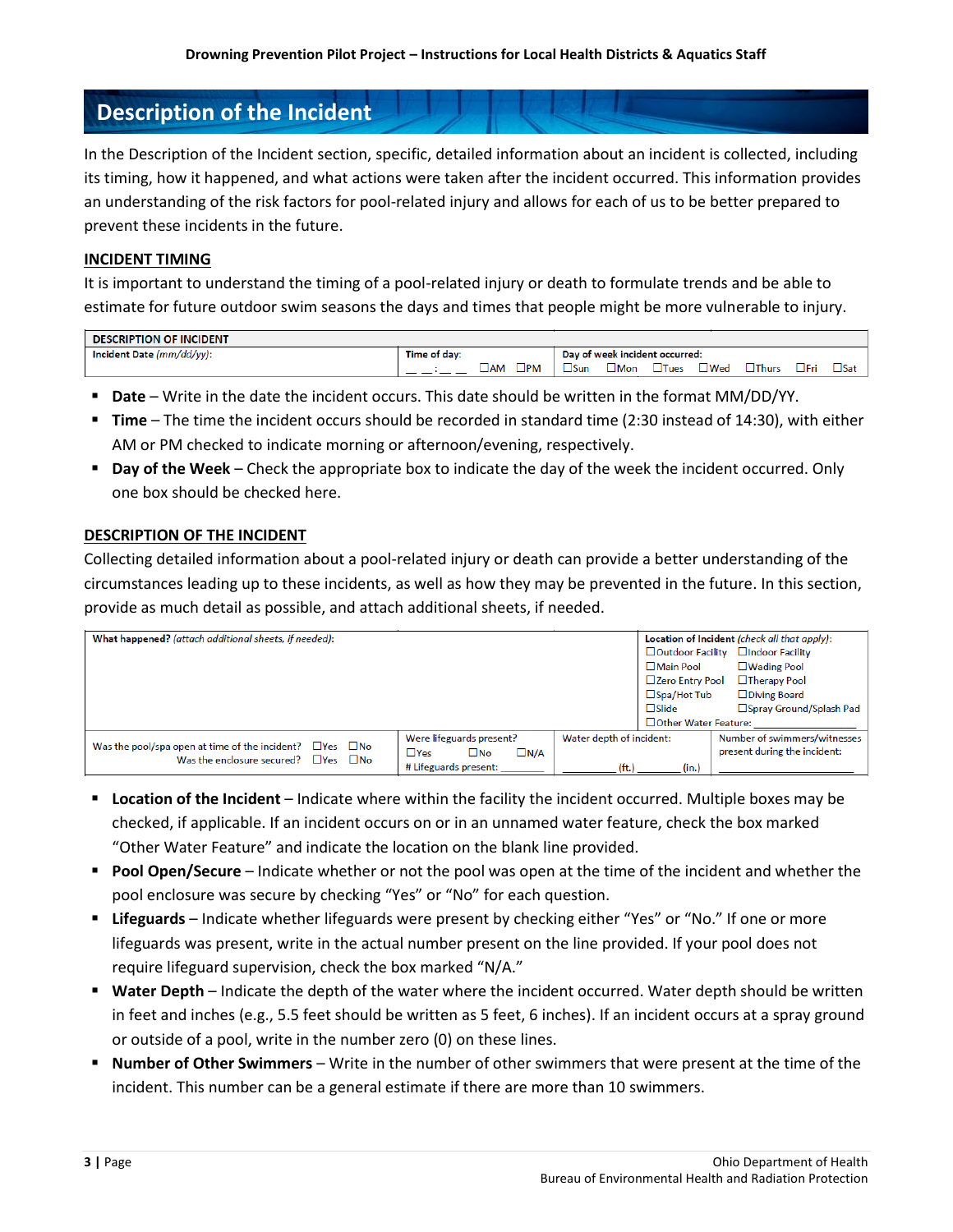## Description of the Incident

In the Description of the Incident section, specific, detailed information about an incident is collected, including its timing, how it happened, and what actions were taken after the incident occurred. This information provides an understanding of the risk factors for pool-related injury and allows for each of us to be better prepared to prevent these incidents in the future.

### INCIDENT TIMING

It is important to understand the timing of a pool-related injury or death to formulate trends and be able to estimate for future outdoor swim seasons the days and times that people might be more vulnerable to injury.

| DESCRIPTION OF INCIDENT | | |
|---|---|---|
| Incident Date *(mm/dd/yy)*: | Time of day: __ __:__ __ ☐AM ☐PM | Day of week incident occurred: ☐Sun ☐Mon ☐Tues ☐Wed ☐Thurs ☐Fri ☐Sat |

- **Date** – Write in the date the incident occurs. This date should be written in the format MM/DD/YY.
- **Time** – The time the incident occurs should be recorded in standard time (2:30 instead of 14:30), with either AM or PM checked to indicate morning or afternoon/evening, respectively.
- **Day of the Week** – Check the appropriate box to indicate the day of the week the incident occurred. Only one box should be checked here.

### DESCRIPTION OF THE INCIDENT

Collecting detailed information about a pool-related injury or death can provide a better understanding of the circumstances leading up to these incidents, as well as how they may be prevented in the future. In this section, provide as much detail as possible, and attach additional sheets, if needed.

| What happened? *(attach additional sheets, if needed)*: | | | Location of Incident *(check all that apply)*: ☐Outdoor Facility ☐Indoor Facility ☐Main Pool ☐Wading Pool ☐Zero Entry Pool ☐Therapy Pool ☐Spa/Hot Tub ☐Diving Board ☐Slide ☐Spray Ground/Splash Pad ☐Other Water Feature: ________ |
|---|---|---|---|
| Was the pool/spa open at time of the incident? ☐Yes ☐No<br>Was the enclosure secured? ☐Yes ☐No | Were lifeguards present? ☐Yes ☐No ☐N/A<br># Lifeguards present: ____ | Water depth of incident: ______ (ft.) ______ (in.) | Number of swimmers/witnesses present during the incident: ________ |

- **Location of the Incident** – Indicate where within the facility the incident occurred. Multiple boxes may be checked, if applicable. If an incident occurs on or in an unnamed water feature, check the box marked "Other Water Feature" and indicate the location on the blank line provided.
- **Pool Open/Secure** – Indicate whether or not the pool was open at the time of the incident and whether the pool enclosure was secure by checking "Yes" or "No" for each question.
- **Lifeguards** – Indicate whether lifeguards were present by checking either "Yes" or "No." If one or more lifeguards was present, write in the actual number present on the line provided. If your pool does not require lifeguard supervision, check the box marked "N/A."
- **Water Depth** – Indicate the depth of the water where the incident occurred. Water depth should be written in feet and inches (e.g., 5.5 feet should be written as 5 feet, 6 inches). If an incident occurs at a spray ground or outside of a pool, write in the number zero (0) on these lines.
- **Number of Other Swimmers** – Write in the number of other swimmers that were present at the time of the incident. This number can be a general estimate if there are more than 10 swimmers.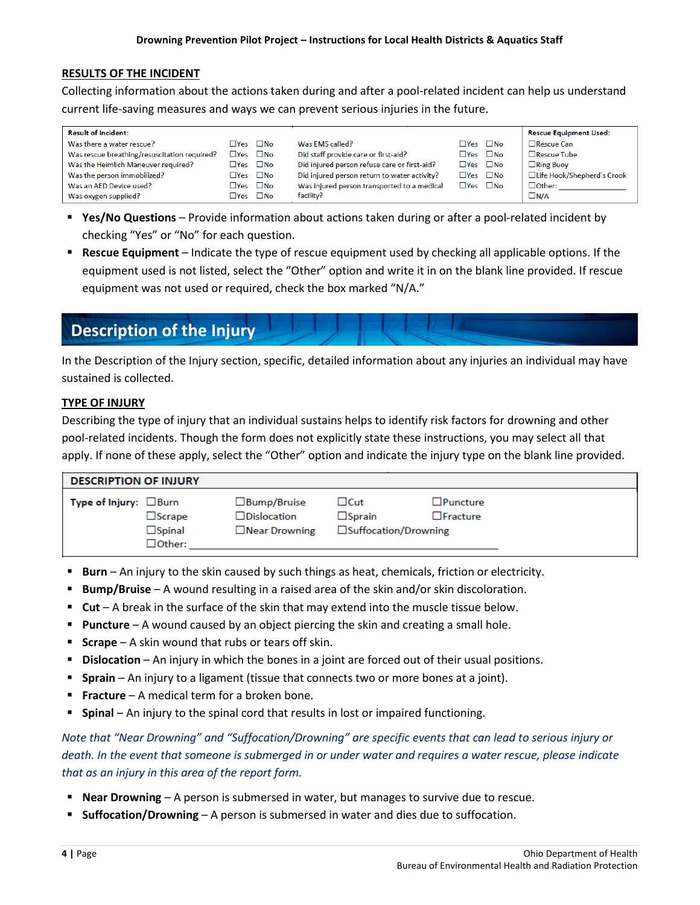### RESULTS OF THE INCIDENT

Collecting information about the actions taken during and after a pool-related incident can help us understand current life-saving measures and ways we can prevent serious injuries in the future.

| Result of Incident: | | Was EMS called? | | Rescue Equipment Used: |
|---|---|---|---|---|
| Was there a water rescue? | ☐Yes ☐No | Was EMS called? | ☐Yes ☐No | ☐Rescue Can |
| Was rescue breathing/resuscitation required? | ☐Yes ☐No | Did staff provide care or first-aid? | ☐Yes ☐No | ☐Rescue Tube |
| Was the Heimlich Maneuver required? | ☐Yes ☐No | Did injured person refuse care or first-aid? | ☐Yes ☐No | ☐Ring Buoy |
| Was the person immobilized? | ☐Yes ☐No | Did injured person return to water activity? | ☐Yes ☐No | ☐Life Hook/Shepherd's Crook |
| Was an AED Device used? | ☐Yes ☐No | Was injured person transported to a medical facility? | ☐Yes ☐No | ☐Other: ____________ |
| Was oxygen supplied? | ☐Yes ☐No | | | ☐N/A |

- **Yes/No Questions** – Provide information about actions taken during or after a pool-related incident by checking "Yes" or "No" for each question.
- **Rescue Equipment** – Indicate the type of rescue equipment used by checking all applicable options. If the equipment used is not listed, select the "Other" option and write it in on the blank line provided. If rescue equipment was not used or required, check the box marked "N/A."

## Description of the Injury

In the Description of the Injury section, specific, detailed information about any injuries an individual may have sustained is collected.

### TYPE OF INJURY

Describing the type of injury that an individual sustains helps to identify risk factors for drowning and other pool-related incidents. Though the form does not explicitly state these instructions, you may select all that apply. If none of these apply, select the "Other" option and indicate the injury type on the blank line provided.

| DESCRIPTION OF INJURY | | | | |
|---|---|---|---|---|
| **Type of Injury:** | ☐Burn | ☐Bump/Bruise | ☐Cut | ☐Puncture |
| | ☐Scrape | ☐Dislocation | ☐Sprain | ☐Fracture |
| | ☐Spinal | ☐Near Drowning | ☐Suffocation/Drowning | |
| | ☐Other: ____________ | | | |

- **Burn** – An injury to the skin caused by such things as heat, chemicals, friction or electricity.
- **Bump/Bruise** – A wound resulting in a raised area of the skin and/or skin discoloration.
- **Cut** – A break in the surface of the skin that may extend into the muscle tissue below.
- **Puncture** – A wound caused by an object piercing the skin and creating a small hole.
- **Scrape** – A skin wound that rubs or tears off skin.
- **Dislocation** – An injury in which the bones in a joint are forced out of their usual positions.
- **Sprain** – An injury to a ligament (tissue that connects two or more bones at a joint).
- **Fracture** – A medical term for a broken bone.
- **Spinal** – An injury to the spinal cord that results in lost or impaired functioning.

*Note that "Near Drowning" and "Suffocation/Drowning" are specific events that can lead to serious injury or death. In the event that someone is submerged in or under water and requires a water rescue, please indicate that as an injury in this area of the report form.*

- **Near Drowning** – A person is submersed in water, but manages to survive due to rescue.
- **Suffocation/Drowning** – A person is submersed in water and dies due to suffocation.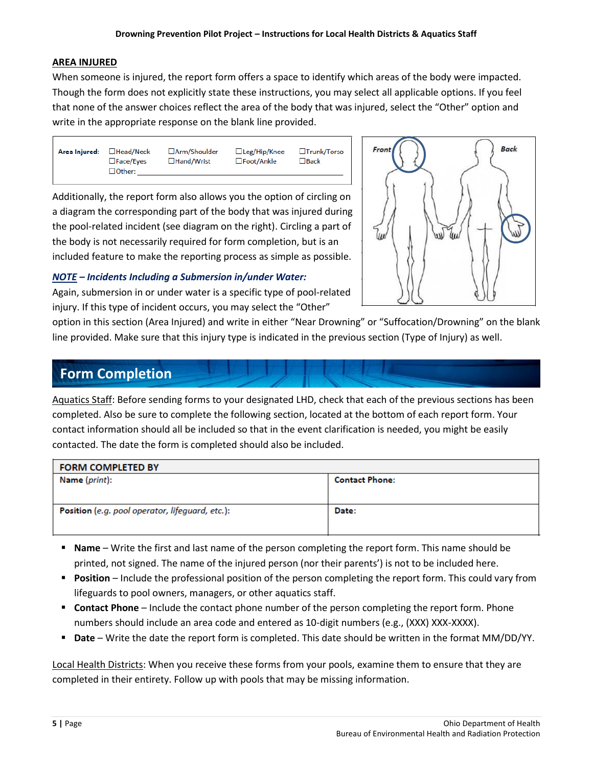## AREA INJURED

When someone is injured, the report form offers a space to identify which areas of the body were impacted. Though the form does not explicitly state these instructions, you may select all applicable options. If you feel that none of the answer choices reflect the area of the body that was injured, select the "Other" option and write in the appropriate response on the blank line provided.

| **Area Injured:** | ☐Head/Neck | ☐Arm/Shoulder | ☐Leg/Hip/Knee | ☐Trunk/Torso |
|---|---|---|---|---|
| | ☐Face/Eyes | ☐Hand/Wrist | ☐Foot/Ankle | ☐Back |
| | ☐Other: ______ | | | |

Additionally, the report form also allows you the option of circling on a diagram the corresponding part of the body that was injured during the pool-related incident (see diagram on the right). Circling a part of the body is not necessarily required for form completion, but is an included feature to make the reporting process as simple as possible.

Front | Back

***NOTE – Incidents Including a Submersion in/under Water:***

Again, submersion in or under water is a specific type of pool-related injury. If this type of incident occurs, you may select the "Other" option in this section (Area Injured) and write in either "Near Drowning" or "Suffocation/Drowning" on the blank line provided. Make sure that this injury type is indicated in the previous section (Type of Injury) as well.

## Form Completion

Aquatics Staff: Before sending forms to your designated LHD, check that each of the previous sections has been completed. Also be sure to complete the following section, located at the bottom of each report form. Your contact information should all be included so that in the event clarification is needed, you might be easily contacted. The date the form is completed should also be included.

| **FORM COMPLETED BY** | |
|---|---|
| **Name** (*print*): | **Contact Phone:** |
| **Position** (*e.g. pool operator, lifeguard, etc.*): | **Date:** |

- **Name** – Write the first and last name of the person completing the report form. This name should be printed, not signed. The name of the injured person (nor their parents') is not to be included here.
- **Position** – Include the professional position of the person completing the report form. This could vary from lifeguards to pool owners, managers, or other aquatics staff.
- **Contact Phone** – Include the contact phone number of the person completing the report form. Phone numbers should include an area code and entered as 10-digit numbers (e.g., (XXX) XXX-XXXX).
- **Date** – Write the date the report form is completed. This date should be written in the format MM/DD/YY.

Local Health Districts: When you receive these forms from your pools, examine them to ensure that they are completed in their entirety. Follow up with pools that may be missing information.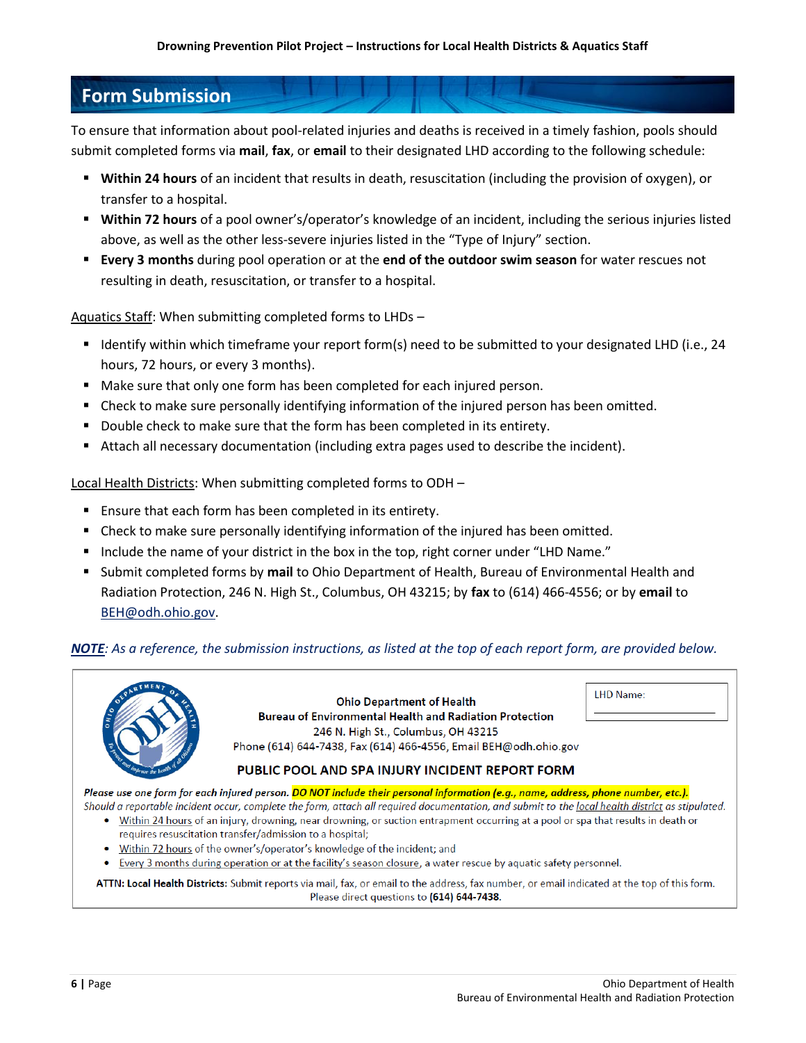## Form Submission

To ensure that information about pool-related injuries and deaths is received in a timely fashion, pools should submit completed forms via **mail**, **fax**, or **email** to their designated LHD according to the following schedule:

- **Within 24 hours** of an incident that results in death, resuscitation (including the provision of oxygen), or transfer to a hospital.
- **Within 72 hours** of a pool owner's/operator's knowledge of an incident, including the serious injuries listed above, as well as the other less-severe injuries listed in the "Type of Injury" section.
- **Every 3 months** during pool operation or at the **end of the outdoor swim season** for water rescues not resulting in death, resuscitation, or transfer to a hospital.

Aquatics Staff: When submitting completed forms to LHDs –

- Identify within which timeframe your report form(s) need to be submitted to your designated LHD (i.e., 24 hours, 72 hours, or every 3 months).
- Make sure that only one form has been completed for each injured person.
- Check to make sure personally identifying information of the injured person has been omitted.
- Double check to make sure that the form has been completed in its entirety.
- Attach all necessary documentation (including extra pages used to describe the incident).

Local Health Districts: When submitting completed forms to ODH –

- Ensure that each form has been completed in its entirety.
- Check to make sure personally identifying information of the injured has been omitted.
- Include the name of your district in the box in the top, right corner under "LHD Name."
- Submit completed forms by **mail** to Ohio Department of Health, Bureau of Environmental Health and Radiation Protection, 246 N. High St., Columbus, OH 43215; by **fax** to (614) 466-4556; or by **email** to BEH@odh.ohio.gov.

***NOTE**: As a reference, the submission instructions, as listed at the top of each report form, are provided below.*

Ohio Department of Health
Bureau of Environmental Health and Radiation Protection
246 N. High St., Columbus, OH 43215
Phone (614) 644-7438, Fax (614) 466-4556, Email BEH@odh.ohio.gov

LHD Name: ____________________

**PUBLIC POOL AND SPA INJURY INCIDENT REPORT FORM**

*Please use one form for each injured person.* ***DO NOT include their personal information (e.g., name, address, phone number, etc.).***
*Should a reportable incident occur, complete the form, attach all required documentation, and submit to the local health district as stipulated.*

- Within 24 hours of an injury, drowning, near drowning, or suction entrapment occurring at a pool or spa that results in death or requires resuscitation transfer/admission to a hospital;
- Within 72 hours of the owner's/operator's knowledge of the incident; and
- Every 3 months during operation or at the facility's season closure, a water rescue by aquatic safety personnel.

**ATTN: Local Health Districts:** Submit reports via mail, fax, or email to the address, fax number, or email indicated at the top of this form.
Please direct questions to **(614) 644-7438.**